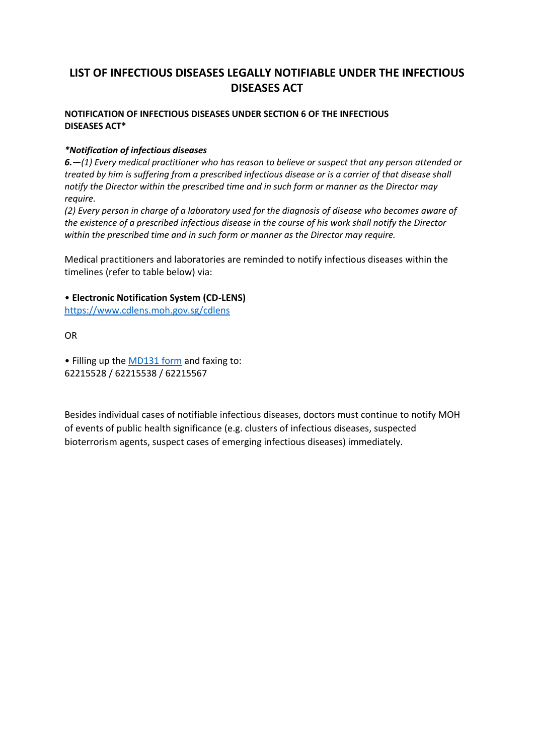# LIST OF INFECTIOUS DISEASES LEGALLY NOTIFIABLE UNDER THE INFECTIOUS DISEASES ACT

**NOTIFICATION OF INFECTIOUS DISEASES UNDER SECTION 6 OF THE INFECTIOUS DISEASES ACT***

***Notification of infectious diseases***

***6.**—(1) Every medical practitioner who has reason to believe or suspect that any person attended or treated by him is suffering from a prescribed infectious disease or is a carrier of that disease shall notify the Director within the prescribed time and in such form or manner as the Director may require.*

*(2) Every person in charge of a laboratory used for the diagnosis of disease who becomes aware of the existence of a prescribed infectious disease in the course of his work shall notify the Director within the prescribed time and in such form or manner as the Director may require.*

Medical practitioners and laboratories are reminded to notify infectious diseases within the timelines (refer to table below) via:

• **Electronic Notification System (CD-LENS)**
[https://www.cdlens.moh.gov.sg/cdlens](https://www.cdlens.moh.gov.sg/cdlens)

OR

• Filling up the [MD131 form]() and faxing to:
62215528 / 62215538 / 62215567

Besides individual cases of notifiable infectious diseases, doctors must continue to notify MOH of events of public health significance (e.g. clusters of infectious diseases, suspected bioterrorism agents, suspect cases of emerging infectious diseases) immediately.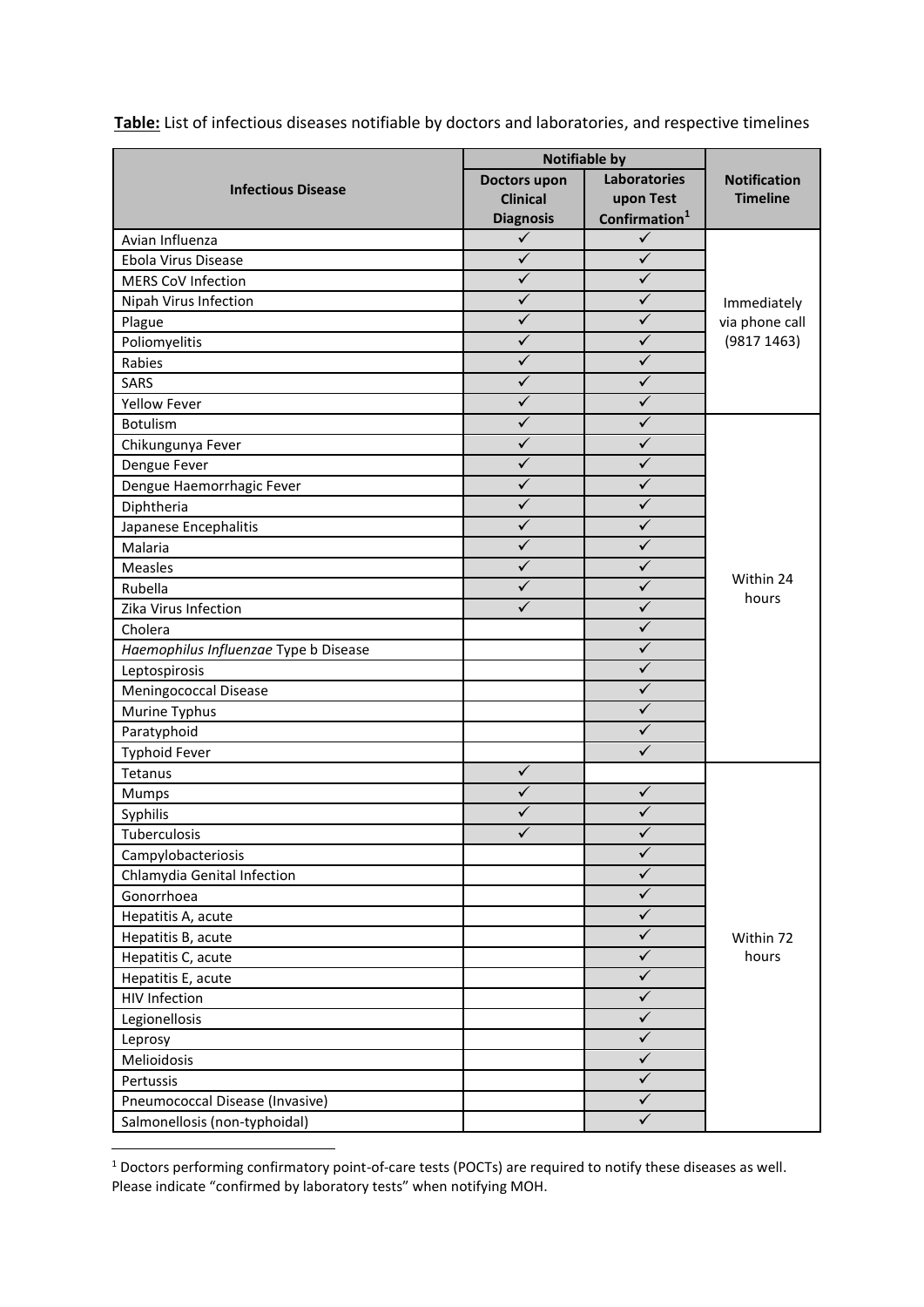**Table:** List of infectious diseases notifiable by doctors and laboratories, and respective timelines

| Infectious Disease | Notifiable by | | Notification Timeline |
|---|---|---|---|
| | Doctors upon Clinical Diagnosis | Laboratories upon Test Confirmation[1] | |
| Avian Influenza | ✓ | ✓ | Immediately via phone call (9817 1463) |
| Ebola Virus Disease | ✓ | ✓ | |
| MERS CoV Infection | ✓ | ✓ | |
| Nipah Virus Infection | ✓ | ✓ | |
| Plague | ✓ | ✓ | |
| Poliomyelitis | ✓ | ✓ | |
| Rabies | ✓ | ✓ | |
| SARS | ✓ | ✓ | |
| Yellow Fever | ✓ | ✓ | |
| Botulism | ✓ | ✓ | Within 24 hours |
| Chikungunya Fever | ✓ | ✓ | |
| Dengue Fever | ✓ | ✓ | |
| Dengue Haemorrhagic Fever | ✓ | ✓ | |
| Diphtheria | ✓ | ✓ | |
| Japanese Encephalitis | ✓ | ✓ | |
| Malaria | ✓ | ✓ | |
| Measles | ✓ | ✓ | |
| Rubella | ✓ | ✓ | |
| Zika Virus Infection | ✓ | ✓ | |
| Cholera | | ✓ | |
| *Haemophilus Influenzae* Type b Disease | | ✓ | |
| Leptospirosis | | ✓ | |
| Meningococcal Disease | | ✓ | |
| Murine Typhus | | ✓ | |
| Paratyphoid | | ✓ | |
| Typhoid Fever | | ✓ | |
| Tetanus | ✓ | | Within 72 hours |
| Mumps | ✓ | ✓ | |
| Syphilis | ✓ | ✓ | |
| Tuberculosis | ✓ | ✓ | |
| Campylobacteriosis | | ✓ | |
| Chlamydia Genital Infection | | ✓ | |
| Gonorrhoea | | ✓ | |
| Hepatitis A, acute | | ✓ | |
| Hepatitis B, acute | | ✓ | |
| Hepatitis C, acute | | ✓ | |
| Hepatitis E, acute | | ✓ | |
| HIV Infection | | ✓ | |
| Legionellosis | | ✓ | |
| Leprosy | | ✓ | |
| Melioidosis | | ✓ | |
| Pertussis | | ✓ | |
| Pneumococcal Disease (Invasive) | | ✓ | |
| Salmonellosis (non-typhoidal) | | ✓ | |

[1] Doctors performing confirmatory point-of-care tests (POCTs) are required to notify these diseases as well. Please indicate "confirmed by laboratory tests" when notifying MOH.